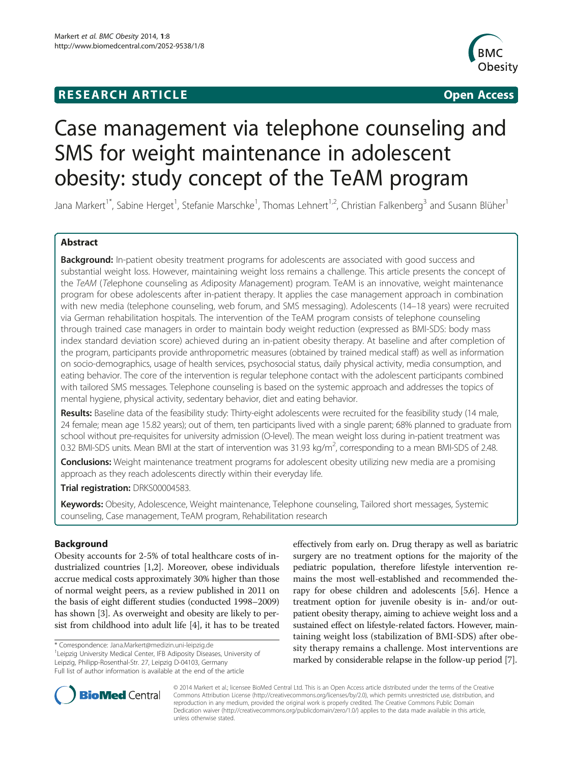**RESEARCH ARTICLE** **Open Access**

# Case management via telephone counseling and SMS for weight maintenance in adolescent obesity: study concept of the TeAM program

Jana Markert[1*], Sabine Herget[1], Stefanie Marschke[1], Thomas Lehnert[1,2], Christian Falkenberg[3] and Susann Blüher[1]

## Abstract

**Background:** In-patient obesity treatment programs for adolescents are associated with good success and substantial weight loss. However, maintaining weight loss remains a challenge. This article presents the concept of the *TeAM* (*Te*lephone counseling as *A*diposity *M*anagement) program. TeAM is an innovative, weight maintenance program for obese adolescents after in-patient therapy. It applies the case management approach in combination with new media (telephone counseling, web forum, and SMS messaging). Adolescents (14–18 years) were recruited via German rehabilitation hospitals. The intervention of the TeAM program consists of telephone counseling through trained case managers in order to maintain body weight reduction (expressed as BMI-SDS: body mass index standard deviation score) achieved during an in-patient obesity therapy. At baseline and after completion of the program, participants provide anthropometric measures (obtained by trained medical staff) as well as information on socio-demographics, usage of health services, psychosocial status, daily physical activity, media consumption, and eating behavior. The core of the intervention is regular telephone contact with the adolescent participants combined with tailored SMS messages. Telephone counseling is based on the systemic approach and addresses the topics of mental hygiene, physical activity, sedentary behavior, diet and eating behavior.

**Results:** Baseline data of the feasibility study: Thirty-eight adolescents were recruited for the feasibility study (14 male, 24 female; mean age 15.82 years); out of them, ten participants lived with a single parent; 68% planned to graduate from school without pre-requisites for university admission (O-level). The mean weight loss during in-patient treatment was 0.32 BMI-SDS units. Mean BMI at the start of intervention was 31.93 kg/m$^2$, corresponding to a mean BMI-SDS of 2.48.

**Conclusions:** Weight maintenance treatment programs for adolescent obesity utilizing new media are a promising approach as they reach adolescents directly within their everyday life.

**Trial registration:** DRKS00004583.

**Keywords:** Obesity, Adolescence, Weight maintenance, Telephone counseling, Tailored short messages, Systemic counseling, Case management, TeAM program, Rehabilitation research

## Background

Obesity accounts for 2-5% of total healthcare costs of industrialized countries [1,2]. Moreover, obese individuals accrue medical costs approximately 30% higher than those of normal weight peers, as a review published in 2011 on the basis of eight different studies (conducted 1998–2009) has shown [3]. As overweight and obesity are likely to persist from childhood into adult life [4], it has to be treated effectively from early on. Drug therapy as well as bariatric surgery are no treatment options for the majority of the pediatric population, therefore lifestyle intervention remains the most well-established and recommended therapy for obese children and adolescents [5,6]. Hence a treatment option for juvenile obesity is in- and/or out-patient obesity therapy, aiming to achieve weight loss and a sustained effect on lifestyle-related factors. However, maintaining weight loss (stabilization of BMI-SDS) after obesity therapy remains a challenge. Most interventions are marked by considerable relapse in the follow-up period [7].

\* Correspondence: Jana.Markert@medizin.uni-leipzig.de
[1]Leipzig University Medical Center, IFB Adiposity Diseases, University of Leipzig, Philipp-Rosenthal-Str. 27, Leipzig D-04103, Germany
Full list of author information is available at the end of the article

© 2014 Markert et al.; licensee BioMed Central Ltd. This is an Open Access article distributed under the terms of the Creative Commons Attribution License (http://creativecommons.org/licenses/by/2.0), which permits unrestricted use, distribution, and reproduction in any medium, provided the original work is properly credited. The Creative Commons Public Domain Dedication waiver (http://creativecommons.org/publicdomain/zero/1.0/) applies to the data made available in this article, unless otherwise stated.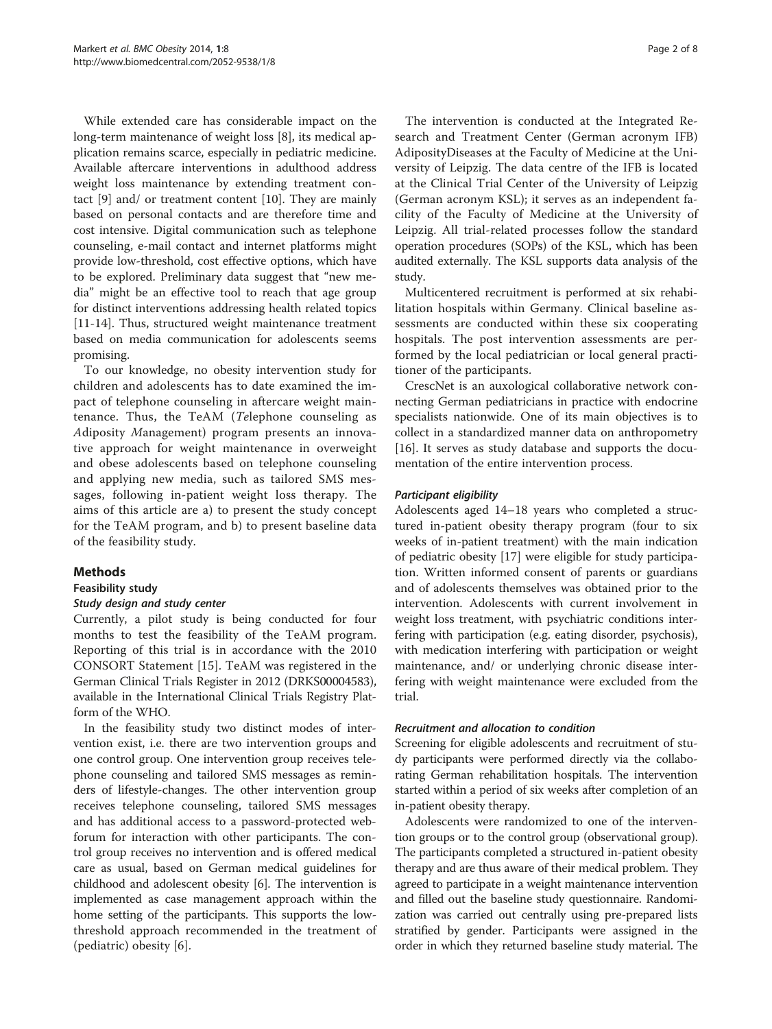While extended care has considerable impact on the long-term maintenance of weight loss [8], its medical application remains scarce, especially in pediatric medicine. Available aftercare interventions in adulthood address weight loss maintenance by extending treatment contact [9] and/ or treatment content [10]. They are mainly based on personal contacts and are therefore time and cost intensive. Digital communication such as telephone counseling, e-mail contact and internet platforms might provide low-threshold, cost effective options, which have to be explored. Preliminary data suggest that "new media" might be an effective tool to reach that age group for distinct interventions addressing health related topics [11-14]. Thus, structured weight maintenance treatment based on media communication for adolescents seems promising.

To our knowledge, no obesity intervention study for children and adolescents has to date examined the impact of telephone counseling in aftercare weight maintenance. Thus, the TeAM (*Te*lephone counseling as *A*diposity *M*anagement) program presents an innovative approach for weight maintenance in overweight and obese adolescents based on telephone counseling and applying new media, such as tailored SMS messages, following in-patient weight loss therapy. The aims of this article are a) to present the study concept for the TeAM program, and b) to present baseline data of the feasibility study.

## Methods

### Feasibility study

#### *Study design and study center*

Currently, a pilot study is being conducted for four months to test the feasibility of the TeAM program. Reporting of this trial is in accordance with the 2010 CONSORT Statement [15]. TeAM was registered in the German Clinical Trials Register in 2012 (DRKS00004583), available in the International Clinical Trials Registry Platform of the WHO.

In the feasibility study two distinct modes of intervention exist, i.e. there are two intervention groups and one control group. One intervention group receives telephone counseling and tailored SMS messages as reminders of lifestyle-changes. The other intervention group receives telephone counseling, tailored SMS messages and has additional access to a password-protected web-forum for interaction with other participants. The control group receives no intervention and is offered medical care as usual, based on German medical guidelines for childhood and adolescent obesity [6]. The intervention is implemented as case management approach within the home setting of the participants. This supports the low-threshold approach recommended in the treatment of (pediatric) obesity [6].

The intervention is conducted at the Integrated Research and Treatment Center (German acronym IFB) AdiposityDiseases at the Faculty of Medicine at the University of Leipzig. The data centre of the IFB is located at the Clinical Trial Center of the University of Leipzig (German acronym KSL); it serves as an independent facility of the Faculty of Medicine at the University of Leipzig. All trial-related processes follow the standard operation procedures (SOPs) of the KSL, which has been audited externally. The KSL supports data analysis of the study.

Multicentered recruitment is performed at six rehabilitation hospitals within Germany. Clinical baseline assessments are conducted within these six cooperating hospitals. The post intervention assessments are performed by the local pediatrician or local general practitioner of the participants.

CrescNet is an auxological collaborative network connecting German pediatricians in practice with endocrine specialists nationwide. One of its main objectives is to collect in a standardized manner data on anthropometry [16]. It serves as study database and supports the documentation of the entire intervention process.

#### *Participant eligibility*

Adolescents aged 14–18 years who completed a structured in-patient obesity therapy program (four to six weeks of in-patient treatment) with the main indication of pediatric obesity [17] were eligible for study participation. Written informed consent of parents or guardians and of adolescents themselves was obtained prior to the intervention. Adolescents with current involvement in weight loss treatment, with psychiatric conditions interfering with participation (e.g. eating disorder, psychosis), with medication interfering with participation or weight maintenance, and/ or underlying chronic disease interfering with weight maintenance were excluded from the trial.

#### *Recruitment and allocation to condition*

Screening for eligible adolescents and recruitment of study participants were performed directly via the collaborating German rehabilitation hospitals. The intervention started within a period of six weeks after completion of an in-patient obesity therapy.

Adolescents were randomized to one of the intervention groups or to the control group (observational group). The participants completed a structured in-patient obesity therapy and are thus aware of their medical problem. They agreed to participate in a weight maintenance intervention and filled out the baseline study questionnaire. Randomization was carried out centrally using pre-prepared lists stratified by gender. Participants were assigned in the order in which they returned baseline study material. The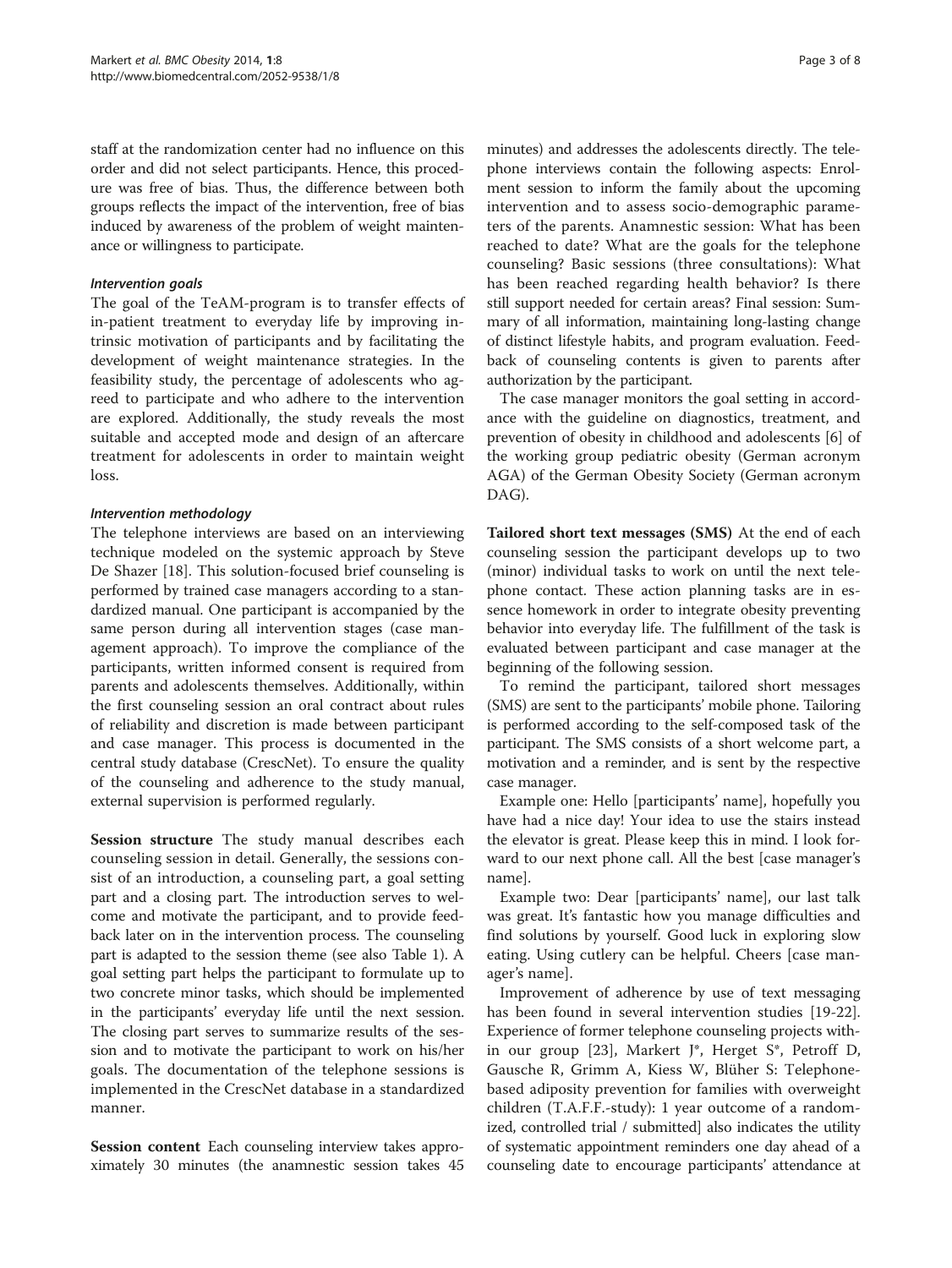staff at the randomization center had no influence on this order and did not select participants. Hence, this procedure was free of bias. Thus, the difference between both groups reflects the impact of the intervention, free of bias induced by awareness of the problem of weight maintenance or willingness to participate.

#### *Intervention goals*

The goal of the TeAM-program is to transfer effects of in-patient treatment to everyday life by improving intrinsic motivation of participants and by facilitating the development of weight maintenance strategies. In the feasibility study, the percentage of adolescents who agreed to participate and who adhere to the intervention are explored. Additionally, the study reveals the most suitable and accepted mode and design of an aftercare treatment for adolescents in order to maintain weight loss.

#### *Intervention methodology*

The telephone interviews are based on an interviewing technique modeled on the systemic approach by Steve De Shazer [18]. This solution-focused brief counseling is performed by trained case managers according to a standardized manual. One participant is accompanied by the same person during all intervention stages (case management approach). To improve the compliance of the participants, written informed consent is required from parents and adolescents themselves. Additionally, within the first counseling session an oral contract about rules of reliability and discretion is made between participant and case manager. This process is documented in the central study database (CrescNet). To ensure the quality of the counseling and adherence to the study manual, external supervision is performed regularly.

**Session structure** The study manual describes each counseling session in detail. Generally, the sessions consist of an introduction, a counseling part, a goal setting part and a closing part. The introduction serves to welcome and motivate the participant, and to provide feedback later on in the intervention process. The counseling part is adapted to the session theme (see also Table 1). A goal setting part helps the participant to formulate up to two concrete minor tasks, which should be implemented in the participants' everyday life until the next session. The closing part serves to summarize results of the session and to motivate the participant to work on his/her goals. The documentation of the telephone sessions is implemented in the CrescNet database in a standardized manner.

**Session content** Each counseling interview takes approximately 30 minutes (the anamnestic session takes 45 minutes) and addresses the adolescents directly. The telephone interviews contain the following aspects: Enrolment session to inform the family about the upcoming intervention and to assess socio-demographic parameters of the parents. Anamnestic session: What has been reached to date? What are the goals for the telephone counseling? Basic sessions (three consultations): What has been reached regarding health behavior? Is there still support needed for certain areas? Final session: Summary of all information, maintaining long-lasting change of distinct lifestyle habits, and program evaluation. Feedback of counseling contents is given to parents after authorization by the participant.

The case manager monitors the goal setting in accordance with the guideline on diagnostics, treatment, and prevention of obesity in childhood and adolescents [6] of the working group pediatric obesity (German acronym AGA) of the German Obesity Society (German acronym DAG).

**Tailored short text messages (SMS)** At the end of each counseling session the participant develops up to two (minor) individual tasks to work on until the next telephone contact. These action planning tasks are in essence homework in order to integrate obesity preventing behavior into everyday life. The fulfillment of the task is evaluated between participant and case manager at the beginning of the following session.

To remind the participant, tailored short messages (SMS) are sent to the participants' mobile phone. Tailoring is performed according to the self-composed task of the participant. The SMS consists of a short welcome part, a motivation and a reminder, and is sent by the respective case manager.

Example one: Hello [participants' name], hopefully you have had a nice day! Your idea to use the stairs instead the elevator is great. Please keep this in mind. I look forward to our next phone call. All the best [case manager's name].

Example two: Dear [participants' name], our last talk was great. It's fantastic how you manage difficulties and find solutions by yourself. Good luck in exploring slow eating. Using cutlery can be helpful. Cheers [case manager's name].

Improvement of adherence by use of text messaging has been found in several intervention studies [19-22]. Experience of former telephone counseling projects within our group [23], Markert J*, Herget S*, Petroff D, Gausche R, Grimm A, Kiess W, Blüher S: Telephone-based adiposity prevention for families with overweight children (T.A.F.F.-study): 1 year outcome of a randomized, controlled trial / submitted] also indicates the utility of systematic appointment reminders one day ahead of a counseling date to encourage participants' attendance at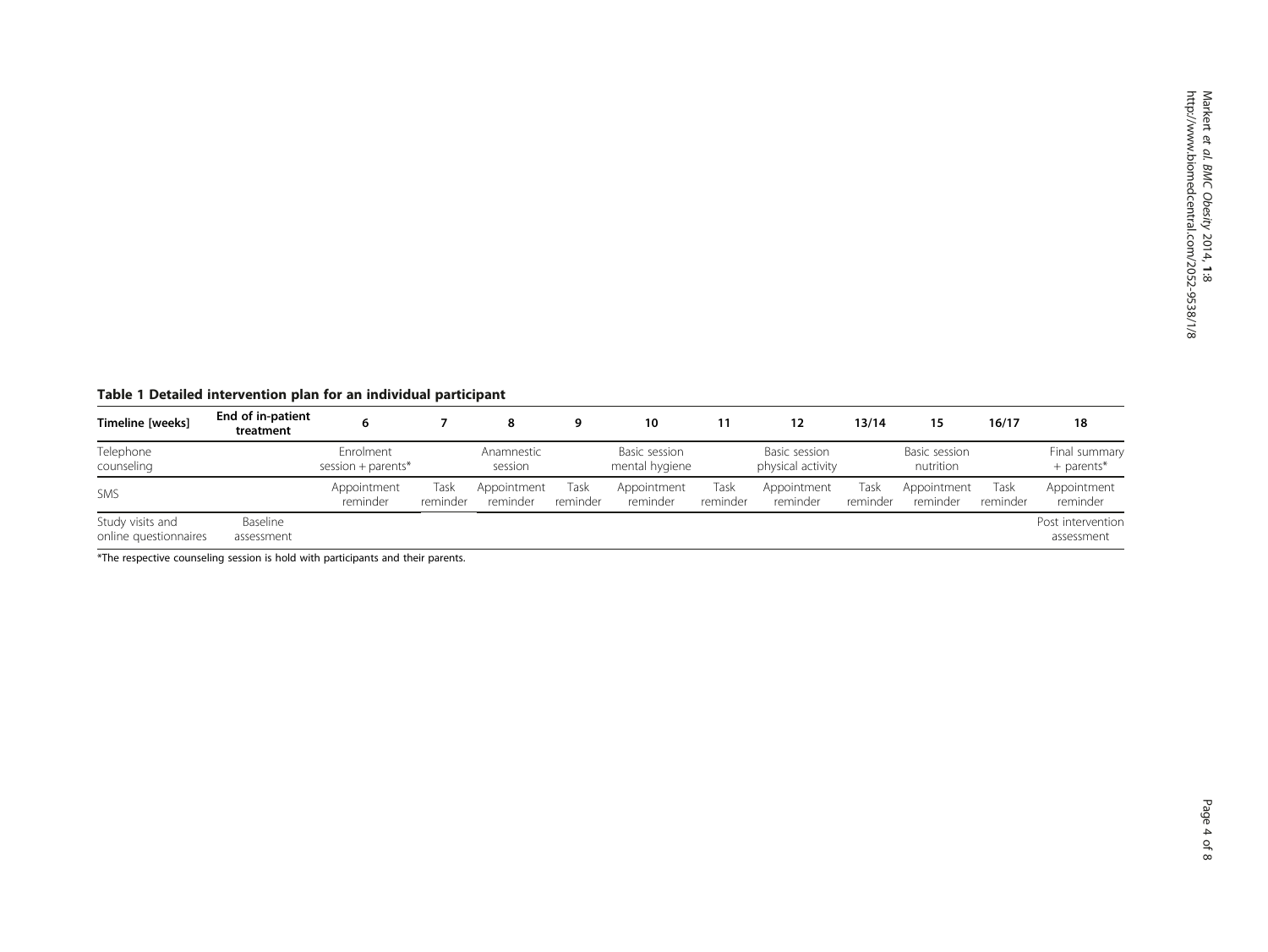**Table 1 Detailed intervention plan for an individual participant**

| Timeline [weeks] | End of in-patient treatment | 6 | 7 | 8 | 9 | 10 | 11 | 12 | 13/14 | 15 | 16/17 | 18 |
|---|---|---|---|---|---|---|---|---|---|---|---|---|
| Telephone counseling | | Enrolment session + parents* | | Anamnestic session | | Basic session mental hygiene | | Basic session physical activity | | Basic session nutrition | | Final summary + parents* |
| SMS | | Appointment reminder | Task reminder | Appointment reminder | Task reminder | Appointment reminder | Task reminder | Appointment reminder | Task reminder | Appointment reminder | Task reminder | Appointment reminder |
| Study visits and online questionnaires | Baseline assessment | | | | | | | | | | | Post intervention assessment |

*The respective counseling session is hold with participants and their parents.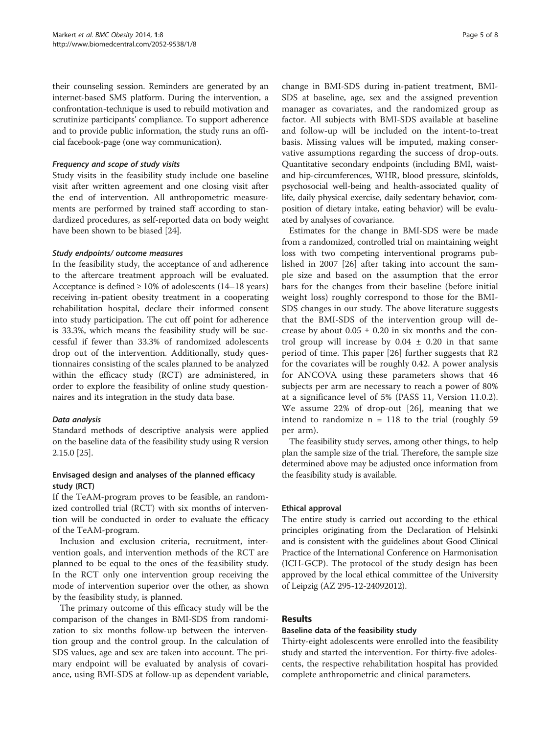their counseling session. Reminders are generated by an internet-based SMS platform. During the intervention, a confrontation-technique is used to rebuild motivation and scrutinize participants' compliance. To support adherence and to provide public information, the study runs an official facebook-page (one way communication).

#### *Frequency and scope of study visits*

Study visits in the feasibility study include one baseline visit after written agreement and one closing visit after the end of intervention. All anthropometric measurements are performed by trained staff according to standardized procedures, as self-reported data on body weight have been shown to be biased [24].

#### *Study endpoints/ outcome measures*

In the feasibility study, the acceptance of and adherence to the aftercare treatment approach will be evaluated. Acceptance is defined ≥ 10% of adolescents (14–18 years) receiving in-patient obesity treatment in a cooperating rehabilitation hospital, declare their informed consent into study participation. The cut off point for adherence is 33.3%, which means the feasibility study will be successful if fewer than 33.3% of randomized adolescents drop out of the intervention. Additionally, study questionnaires consisting of the scales planned to be analyzed within the efficacy study (RCT) are administered, in order to explore the feasibility of online study questionnaires and its integration in the study data base.

#### *Data analysis*

Standard methods of descriptive analysis were applied on the baseline data of the feasibility study using R version 2.15.0 [25].

### Envisaged design and analyses of the planned efficacy study (RCT)

If the TeAM-program proves to be feasible, an randomized controlled trial (RCT) with six months of intervention will be conducted in order to evaluate the efficacy of the TeAM-program.

Inclusion and exclusion criteria, recruitment, intervention goals, and intervention methods of the RCT are planned to be equal to the ones of the feasibility study. In the RCT only one intervention group receiving the mode of intervention superior over the other, as shown by the feasibility study, is planned.

The primary outcome of this efficacy study will be the comparison of the changes in BMI-SDS from randomization to six months follow-up between the intervention group and the control group. In the calculation of SDS values, age and sex are taken into account. The primary endpoint will be evaluated by analysis of covariance, using BMI-SDS at follow-up as dependent variable, change in BMI-SDS during in-patient treatment, BMI-SDS at baseline, age, sex and the assigned prevention manager as covariates, and the randomized group as factor. All subjects with BMI-SDS available at baseline and follow-up will be included on the intent-to-treat basis. Missing values will be imputed, making conservative assumptions regarding the success of drop-outs. Quantitative secondary endpoints (including BMI, waist- and hip-circumferences, WHR, blood pressure, skinfolds, psychosocial well-being and health-associated quality of life, daily physical exercise, daily sedentary behavior, composition of dietary intake, eating behavior) will be evaluated by analyses of covariance.

Estimates for the change in BMI-SDS were be made from a randomized, controlled trial on maintaining weight loss with two competing interventional programs published in 2007 [26] after taking into account the sample size and based on the assumption that the error bars for the changes from their baseline (before initial weight loss) roughly correspond to those for the BMI-SDS changes in our study. The above literature suggests that the BMI-SDS of the intervention group will decrease by about $0.05 \pm 0.20$ in six months and the control group will increase by $0.04 \pm 0.20$ in that same period of time. This paper [26] further suggests that R2 for the covariates will be roughly 0.42. A power analysis for ANCOVA using these parameters shows that 46 subjects per arm are necessary to reach a power of 80% at a significance level of 5% (PASS 11, Version 11.0.2). We assume 22% of drop-out [26], meaning that we intend to randomize $n = 118$ to the trial (roughly 59 per arm).

The feasibility study serves, among other things, to help plan the sample size of the trial. Therefore, the sample size determined above may be adjusted once information from the feasibility study is available.

### Ethical approval

The entire study is carried out according to the ethical principles originating from the Declaration of Helsinki and is consistent with the guidelines about Good Clinical Practice of the International Conference on Harmonisation (ICH-GCP). The protocol of the study design has been approved by the local ethical committee of the University of Leipzig (AZ 295-12-24092012).

## Results

### Baseline data of the feasibility study

Thirty-eight adolescents were enrolled into the feasibility study and started the intervention. For thirty-five adolescents, the respective rehabilitation hospital has provided complete anthropometric and clinical parameters.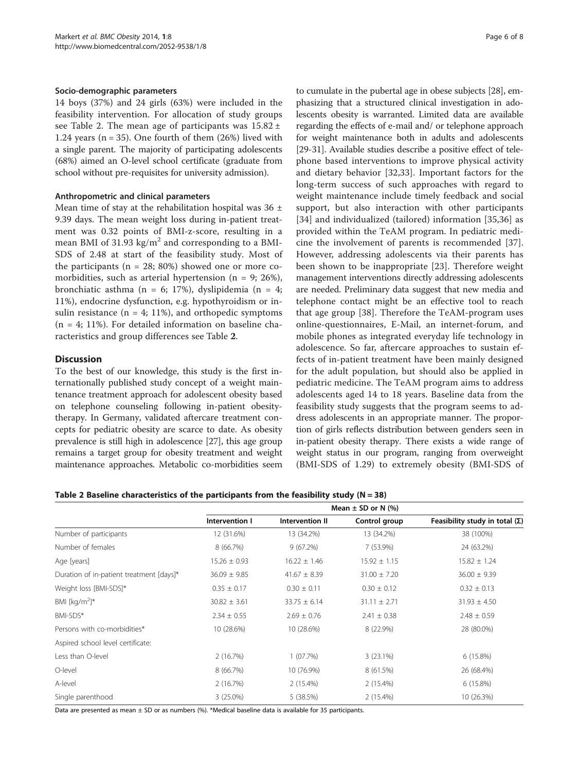### Socio-demographic parameters

14 boys (37%) and 24 girls (63%) were included in the feasibility intervention. For allocation of study groups see Table 2. The mean age of participants was 15.82 ± 1.24 years (n = 35). One fourth of them (26%) lived with a single parent. The majority of participating adolescents (68%) aimed an O-level school certificate (graduate from school without pre-requisites for university admission).

### Anthropometric and clinical parameters

Mean time of stay at the rehabilitation hospital was 36 ± 9.39 days. The mean weight loss during in-patient treatment was 0.32 points of BMI-z-score, resulting in a mean BMI of 31.93 kg/m$^2$ and corresponding to a BMI-SDS of 2.48 at start of the feasibility study. Most of the participants (n = 28; 80%) showed one or more co-morbidities, such as arterial hypertension (n = 9; 26%), bronchiatic asthma (n = 6; 17%), dyslipidemia (n = 4; 11%), endocrine dysfunction, e.g. hypothyroidism or insulin resistance (n = 4; 11%), and orthopedic symptoms (n = 4; 11%). For detailed information on baseline characteristics and group differences see Table **2**.

## Discussion

To the best of our knowledge, this study is the first internationally published study concept of a weight maintenance treatment approach for adolescent obesity based on telephone counseling following in-patient obesity-therapy. In Germany, validated aftercare treatment concepts for pediatric obesity are scarce to date. As obesity prevalence is still high in adolescence [27], this age group remains a target group for obesity treatment and weight maintenance approaches. Metabolic co-morbidities seem to cumulate in the pubertal age in obese subjects [28], emphasizing that a structured clinical investigation in adolescents obesity is warranted. Limited data are available regarding the effects of e-mail and/ or telephone approach for weight maintenance both in adults and adolescents [29-31]. Available studies describe a positive effect of telephone based interventions to improve physical activity and dietary behavior [32,33]. Important factors for the long-term success of such approaches with regard to weight maintenance include timely feedback and social support, but also interaction with other participants [34] and individualized (tailored) information [35,36] as provided within the TeAM program. In pediatric medicine the involvement of parents is recommended [37]. However, addressing adolescents via their parents has been shown to be inappropriate [23]. Therefore weight management interventions directly addressing adolescents are needed. Preliminary data suggest that new media and telephone contact might be an effective tool to reach that age group [38]. Therefore the TeAM-program uses online-questionnaires, E-Mail, an internet-forum, and mobile phones as integrated everyday life technology in adolescence. So far, aftercare approaches to sustain effects of in-patient treatment have been mainly designed for the adult population, but should also be applied in pediatric medicine. The TeAM program aims to address adolescents aged 14 to 18 years. Baseline data from the feasibility study suggests that the program seems to address adolescents in an appropriate manner. The proportion of girls reflects distribution between genders seen in in-patient obesity therapy. There exists a wide range of weight status in our program, ranging from overweight (BMI-SDS of 1.29) to extremely obesity (BMI-SDS of

**Table 2 Baseline characteristics of the participants from the feasibility study (N = 38)**

| | Mean ± SD or N (%) | | | |
|---|---|---|---|---|
| | Intervention I | Intervention II | Control group | Feasibility study in total (Σ) |
| Number of participants | 12 (31.6%) | 13 (34.2%) | 13 (34.2%) | 38 (100%) |
| Number of females | 8 (66.7%) | 9 (67.2%) | 7 (53.9%) | 24 (63.2%) |
| Age [years] | 15.26 ± 0.93 | 16.22 ± 1.46 | 15.92 ± 1.15 | 15.82 ± 1.24 |
| Duration of in-patient treatment [days]* | 36.09 ± 9.85 | 41.67 ± 8.39 | 31.00 ± 7.20 | 36.00 ± 9.39 |
| Weight loss [BMI-SDS]* | 0.35 ± 0.17 | 0.30 ± 0.11 | 0.30 ± 0.12 | 0.32 ± 0.13 |
| BMI [kg/m$^2$]* | 30.82 ± 3.61 | 33.75 ± 6.14 | 31.11 ± 2.71 | 31.93 ± 4.50 |
| BMI-SDS* | 2.34 ± 0.55 | 2.69 ± 0.76 | 2.41 ± 0.38 | 2.48 ± 0.59 |
| Persons with co-morbidities* | 10 (28.6%) | 10 (28.6%) | 8 (22.9%) | 28 (80.0%) |
| Aspired school level certificate: | | | | |
| Less than O-level | 2 (16.7%) | 1 (07.7%) | 3 (23.1%) | 6 (15.8%) |
| O-level | 8 (66.7%) | 10 (76.9%) | 8 (61.5%) | 26 (68.4%) |
| A-level | 2 (16.7%) | 2 (15.4%) | 2 (15.4%) | 6 (15.8%) |
| Single parenthood | 3 (25.0%) | 5 (38.5%) | 2 (15.4%) | 10 (26.3%) |

Data are presented as mean ± SD or as numbers (%). *Medical baseline data is available for 35 participants.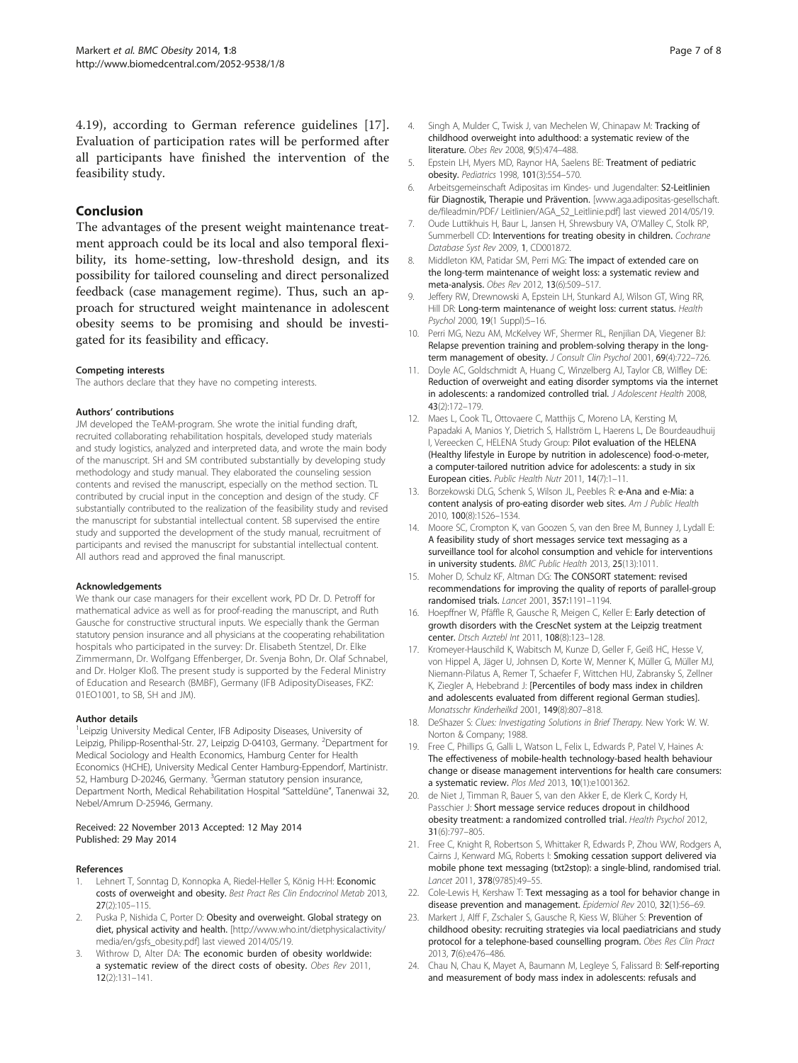4.19), according to German reference guidelines [17]. Evaluation of participation rates will be performed after all participants have finished the intervention of the feasibility study.

## Conclusion

The advantages of the present weight maintenance treatment approach could be its local and also temporal flexibility, its home-setting, low-threshold design, and its possibility for tailored counseling and direct personalized feedback (case management regime). Thus, such an approach for structured weight maintenance in adolescent obesity seems to be promising and should be investigated for its feasibility and efficacy.

#### Competing interests

The authors declare that they have no competing interests.

#### Authors' contributions

JM developed the TeAM-program. She wrote the initial funding draft, recruited collaborating rehabilitation hospitals, developed study materials and study logistics, analyzed and interpreted data, and wrote the main body of the manuscript. SH and SM contributed substantially by developing study methodology and study manual. They elaborated the counseling session contents and revised the manuscript, especially on the method section. TL contributed by crucial input in the conception and design of the study. CF substantially contributed to the realization of the feasibility study and revised the manuscript for substantial intellectual content. SB supervised the entire study and supported the development of the study manual, recruitment of participants and revised the manuscript for substantial intellectual content. All authors read and approved the final manuscript.

#### Acknowledgements

We thank our case managers for their excellent work, PD Dr. D. Petroff for mathematical advice as well as for proof-reading the manuscript, and Ruth Gausche for constructive structural inputs. We especially thank the German statutory pension insurance and all physicians at the cooperating rehabilitation hospitals who participated in the survey: Dr. Elisabeth Stentzel, Dr. Elke Zimmermann, Dr. Wolfgang Effenberger, Dr. Svenja Bohn, Dr. Olaf Schnabel, and Dr. Holger Kloß. The present study is supported by the Federal Ministry of Education and Research (BMBF), Germany (IFB AdiposityDiseases, FKZ: 01EO1001, to SB, SH and JM).

#### Author details

[1]Leipzig University Medical Center, IFB Adiposity Diseases, University of Leipzig, Philipp-Rosenthal-Str. 27, Leipzig D-04103, Germany. [2]Department for Medical Sociology and Health Economics, Hamburg Center for Health Economics (HCHE), University Medical Center Hamburg-Eppendorf, Martinistr. 52, Hamburg D-20246, Germany. [3]German statutory pension insurance, Department North, Medical Rehabilitation Hospital "Satteldüne", Tanenwai 32, Nebel/Amrum D-25946, Germany.

Received: 22 November 2013 Accepted: 12 May 2014
Published: 29 May 2014

#### References

1. Lehnert T, Sonntag D, Konnopka A, Riedel-Heller S, König H-H: **Economic costs of overweight and obesity.** *Best Pract Res Clin Endocrinol Metab* 2013, **27**(2):105–115.
2. Puska P, Nishida C, Porter D: **Obesity and overweight. Global strategy on diet, physical activity and health.** [http://www.who.int/dietphysicalactivity/media/en/gsfs_obesity.pdf] last viewed 2014/05/19.
3. Withrow D, Alter DA: **The economic burden of obesity worldwide: a systematic review of the direct costs of obesity.** *Obes Rev* 2011, **12**(2):131–141.
4. Singh A, Mulder C, Twisk J, van Mechelen W, Chinapaw M: **Tracking of childhood overweight into adulthood: a systematic review of the literature.** *Obes Rev* 2008, **9**(5):474–488.
5. Epstein LH, Myers MD, Raynor HA, Saelens BE: **Treatment of pediatric obesity.** *Pediatrics* 1998, **101**(3):554–570.
6. Arbeitsgemeinschaft Adipositas im Kindes- und Jugendalter: **S2-Leitlinien für Diagnostik, Therapie und Prävention.** [www.aga.adipositas-gesellschaft.de/fileadmin/PDF/ Leitlinien/AGA_S2_Leitlinie.pdf] last viewed 2014/05/19.
7. Oude Luttikhuis H, Baur L, Jansen H, Shrewsbury VA, O'Malley C, Stolk RP, Summerbell CD: **Interventions for treating obesity in children.** *Cochrane Database Syst Rev* 2009, **1**, CD001872.
8. Middleton KM, Patidar SM, Perri MG: **The impact of extended care on the long-term maintenance of weight loss: a systematic review and meta-analysis.** *Obes Rev* 2012, **13**(6):509–517.
9. Jeffery RW, Drewnowski A, Epstein LH, Stunkard AJ, Wilson GT, Wing RR, Hill DR: **Long-term maintenance of weight loss: current status.** *Health Psychol* 2000, **19**(1 Suppl):5–16.
10. Perri MG, Nezu AM, McKelvey WF, Shermer RL, Renjilian DA, Viegener BJ: **Relapse prevention training and problem-solving therapy in the long-term management of obesity.** *J Consult Clin Psychol* 2001, **69**(4):722–726.
11. Doyle AC, Goldschmidt A, Huang C, Winzelberg AJ, Taylor CB, Wilfley DE: **Reduction of overweight and eating disorder symptoms via the internet in adolescents: a randomized controlled trial.** *J Adolescent Health* 2008, **43**(2):172–179.
12. Maes L, Cook TL, Ottovaere C, Matthijs C, Moreno LA, Kersting M, Papadaki A, Manios Y, Dietrich S, Hallström L, Haerens L, De Bourdeaudhuij I, Vereecken C, HELENA Study Group: **Pilot evaluation of the HELENA (Healthy lifestyle in Europe by nutrition in adolescence) food-o-meter, a computer-tailored nutrition advice for adolescents: a study in six European cities.** *Public Health Nutr* 2011, **14**(7):1–11.
13. Borzekowski DLG, Schenk S, Wilson JL, Peebles R: **e-Ana and e-Mia: a content analysis of pro-eating disorder web sites.** *Am J Public Health* 2010, **100**(8):1526–1534.
14. Moore SC, Crompton K, van Goozen S, van den Bree M, Bunney J, Lydall E: **A feasibility study of short messages service text messaging as a surveillance tool for alcohol consumption and vehicle for interventions in university students.** *BMC Public Health* 2013, **25**(13):1011.
15. Moher D, Schulz KF, Altman DG: **The CONSORT statement: revised recommendations for improving the quality of reports of parallel-group randomised trials.** *Lancet* 2001, **357**:1191–1194.
16. Hoepffner W, Pfäffle R, Gausche R, Meigen C, Keller E: **Early detection of growth disorders with the CrescNet system at the Leipzig treatment center.** *Dtsch Arztebl Int* 2011, **108**(8):123–128.
17. Kromeyer-Hauschild K, Wabitsch M, Kunze D, Geller F, Geiß HC, Hesse V, von Hippel A, Jäger U, Johnsen D, Korte W, Menner K, Müller G, Müller MJ, Niemann-Pilatus A, Remer T, Schaefer F, Wittchen HU, Zabransky S, Zellner K, Ziegler A, Hebebrand J: **[Percentiles of body mass index in children and adolescents evaluated from different regional German studies].** *Monatsschr Kinderheilkd* 2001, **149**(8):807–818.
18. DeShazer S: *Clues: Investigating Solutions in Brief Therapy.* New York: W. W. Norton & Company; 1988.
19. Free C, Phillips G, Galli L, Watson L, Felix L, Edwards P, Patel V, Haines A: **The effectiveness of mobile-health technology-based health behaviour change or disease management interventions for health care consumers: a systematic review.** *Plos Med* 2013, **10**(1):e1001362.
20. de Niet J, Timman R, Bauer S, van den Akker E, de Klerk C, Kordy H, Passchier J: **Short message service reduces dropout in childhood obesity treatment: a randomized controlled trial.** *Health Psychol* 2012, **31**(6):797–805.
21. Free C, Knight R, Robertson S, Whittaker R, Edwards P, Zhou WW, Rodgers A, Cairns J, Kenward MG, Roberts I: **Smoking cessation support delivered via mobile phone text messaging (txt2stop): a single-blind, randomised trial.** *Lancet* 2011, **378**(9785):49–55.
22. Cole-Lewis H, Kershaw T: **Text messaging as a tool for behavior change in disease prevention and management.** *Epidemiol Rev* 2010, **32**(1):56–69.
23. Markert J, Alff F, Zschaler S, Gausche R, Kiess W, Blüher S: **Prevention of childhood obesity: recruiting strategies via local paediatricians and study protocol for a telephone-based counselling program.** *Obes Res Clin Pract* 2013, **7**(6):e476–486.
24. Chau N, Chau K, Mayet A, Baumann M, Legleye S, Falissard B: **Self-reporting and measurement of body mass index in adolescents: refusals and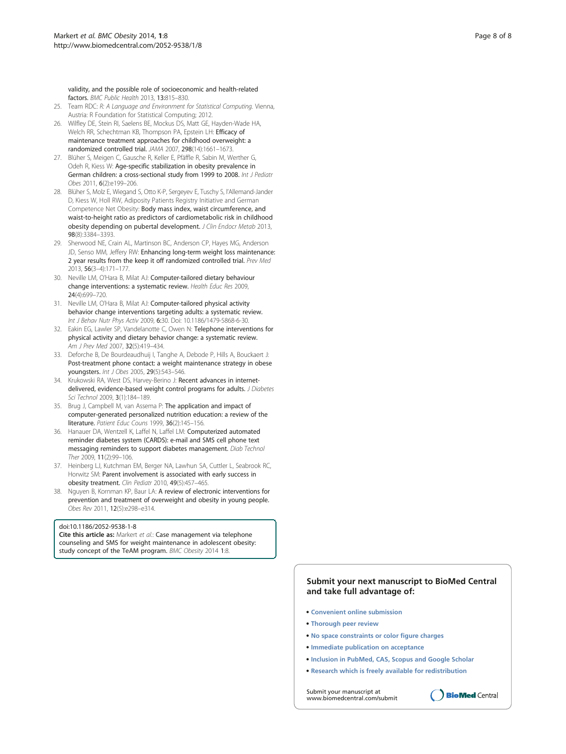validity, and the possible role of socioeconomic and health-related factors. *BMC Public Health* 2013, **13**:815–830.

25. Team RDC: *R: A Language and Environment for Statistical Computing.* Vienna, Austria: R Foundation for Statistical Computing; 2012.
26. Wilfley DE, Stein RI, Saelens BE, Mockus DS, Matt GE, Hayden-Wade HA, Welch RR, Schechtman KB, Thompson PA, Epstein LH: **Efficacy of maintenance treatment approaches for childhood overweight: a randomized controlled trial.** *JAMA* 2007, **298**(14):1661–1673.
27. Blüher S, Meigen C, Gausche R, Keller E, Pfäffle R, Sabin M, Werther G, Odeh R, Kiess W: **Age-specific stabilization in obesity prevalence in German children: a cross-sectional study from 1999 to 2008.** *Int J Pediatr Obes* 2011, **6**(2):e199–206.
28. Blüher S, Molz E, Wiegand S, Otto K-P, Sergeyev E, Tuschy S, l'Allemand-Jander D, Kiess W, Holl RW, Adiposity Patients Registry Initiative and German Competence Net Obesity: **Body mass index, waist circumference, and waist-to-height ratio as predictors of cardiometabolic risk in childhood obesity depending on pubertal development.** *J Clin Endocr Metab* 2013, **98**(8):3384–3393.
29. Sherwood NE, Crain AL, Martinson BC, Anderson CP, Hayes MG, Anderson JD, Senso MM, Jeffery RW: **Enhancing long-term weight loss maintenance: 2 year results from the keep it off randomized controlled trial.** *Prev Med* 2013, **56**(3–4):171–177.
30. Neville LM, O'Hara B, Milat AJ: **Computer-tailored dietary behaviour change interventions: a systematic review.** *Health Educ Res* 2009, **24**(4):699–720.
31. Neville LM, O'Hara B, Milat AJ: **Computer-tailored physical activity behavior change interventions targeting adults: a systematic review.** *Int J Behav Nutr Phys Activ* 2009, **6**:30. Doi: 10.1186/1479-5868-6-30.
32. Eakin EG, Lawler SP, Vandelanotte C, Owen N: **Telephone interventions for physical activity and dietary behavior change: a systematic review.** *Am J Prev Med* 2007, **32**(5):419–434.
33. Deforche B, De Bourdeaudhuij I, Tanghe A, Debode P, Hills A, Bouckaert J: **Post-treatment phone contact: a weight maintenance strategy in obese youngsters.** *Int J Obes* 2005, **29**(5):543–546.
34. Krukowski RA, West DS, Harvey-Berino J: **Recent advances in internet-delivered, evidence-based weight control programs for adults.** *J Diabetes Sci Technol* 2009, **3**(1):184–189.
35. Brug J, Campbell M, van Assema P: **The application and impact of computer-generated personalized nutrition education: a review of the literature.** *Patient Educ Couns* 1999, **36**(2):145–156.
36. Hanauer DA, Wentzell K, Laffel N, Laffel LM: **Computerized automated reminder diabetes system (CARDS): e-mail and SMS cell phone text messaging reminders to support diabetes management.** *Diab Technol Ther* 2009, **11**(2):99–106.
37. Heinberg LJ, Kutchman EM, Berger NA, Lawhun SA, Cuttler L, Seabrook RC, Horwitz SM: **Parent involvement is associated with early success in obesity treatment.** *Clin Pediatr* 2010, **49**(5):457–465.
38. Nguyen B, Kornman KP, Baur LA: **A review of electronic interventions for prevention and treatment of overweight and obesity in young people.** *Obes Rev* 2011, **12**(5):e298–e314.

doi:10.1186/2052-9538-1-8

**Cite this article as:** Markert *et al.*: Case management via telephone counseling and SMS for weight maintenance in adolescent obesity: study concept of the TeAM program. *BMC Obesity* 2014 1:8.

**Submit your next manuscript to BioMed Central and take full advantage of:**

- **Convenient online submission**
- **Thorough peer review**
- **No space constraints or color figure charges**
- **Immediate publication on acceptance**
- **Inclusion in PubMed, CAS, Scopus and Google Scholar**
- **Research which is freely available for redistribution**

Submit your manuscript at www.biomedcentral.com/submit

BioMed Central